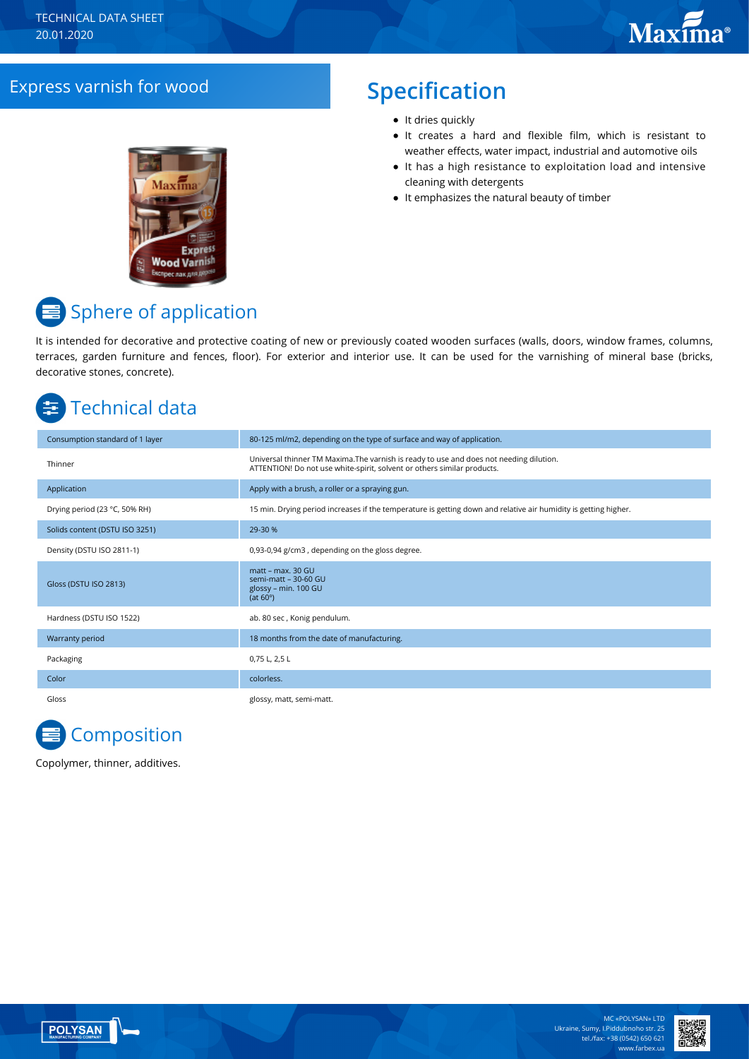TECHNICAL DATA SHEET
20.01.2020

# Express varnish for wood

## Specification

- It dries quickly
- It creates a hard and flexible film, which is resistant to weather effects, water impact, industrial and automotive oils
- It has a high resistance to exploitation load and intensive cleaning with detergents
- It emphasizes the natural beauty of timber

## Sphere of application

It is intended for decorative and protective coating of new or previously coated wooden surfaces (walls, doors, window frames, columns, terraces, garden furniture and fences, floor). For exterior and interior use. It can be used for the varnishing of mineral base (bricks, decorative stones, concrete).

## Technical data

| | |
|---|---|
| Consumption standard of 1 layer | 80-125 ml/m2, depending on the type of surface and way of application. |
| Thinner | Universal thinner TM Maxima.The varnish is ready to use and does not needing dilution. ATTENTION! Do not use white-spirit, solvent or others similar products. |
| Application | Apply with a brush, a roller or a spraying gun. |
| Drying period (23 °C, 50% RH) | 15 min. Drying period increases if the temperature is getting down and relative air humidity is getting higher. |
| Solids content (DSTU ISO 3251) | 29-30 % |
| Density (DSTU ISO 2811-1) | 0,93-0,94 g/cm3 , depending on the gloss degree. |
| Gloss (DSTU ISO 2813) | matt – max. 30 GU<br>semi-matt – 30-60 GU<br>glossy – min. 100 GU<br>(at 60°) |
| Hardness (DSTU ISO 1522) | ab. 80 sec , Konig pendulum. |
| Warranty period | 18 months from the date of manufacturing. |
| Packaging | 0,75 L, 2,5 L |
| Color | colorless. |
| Gloss | glossy, matt, semi-matt. |

## Composition

Copolymer, thinner, additives.

MC «POLYSAN» LTD
Ukraine, Sumy, I.Piddubnoho str. 25
tel./fax: +38 (0542) 650 621
www.farbex.ua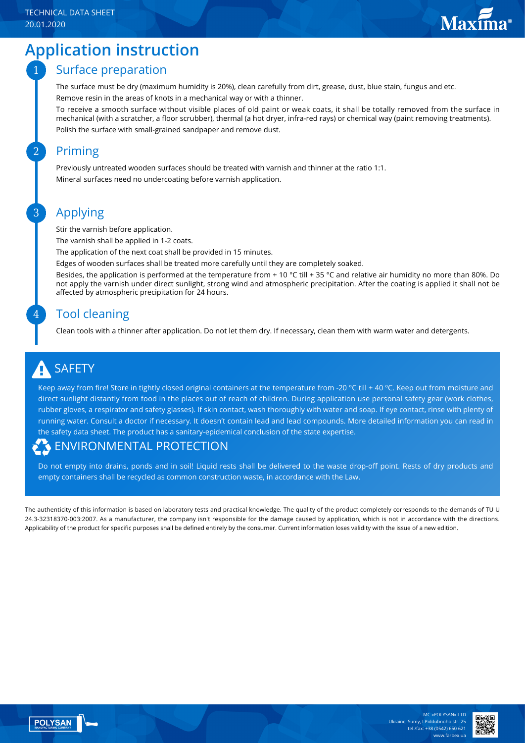# Application instruction

## 1 Surface preparation

The surface must be dry (maximum humidity is 20%), clean carefully from dirt, grease, dust, blue stain, fungus and etc.

Remove resin in the areas of knots in a mechanical way or with a thinner.

To receive a smooth surface without visible places of old paint or weak coats, it shall be totally removed from the surface in mechanical (with a scratcher, a floor scrubber), thermal (a hot dryer, infra-red rays) or chemical way (paint removing treatments).

Polish the surface with small-grained sandpaper and remove dust.

## 2 Priming

Previously untreated wooden surfaces should be treated with varnish and thinner at the ratio 1:1.

Mineral surfaces need no undercoating before varnish application.

## 3 Applying

Stir the varnish before application.

The varnish shall be applied in 1-2 coats.

The application of the next coat shall be provided in 15 minutes.

Edges of wooden surfaces shall be treated more carefully until they are completely soaked.

Besides, the application is performed at the temperature from + 10 °C till + 35 °C and relative air humidity no more than 80%. Do not apply the varnish under direct sunlight, strong wind and atmospheric precipitation. After the coating is applied it shall not be affected by atmospheric precipitation for 24 hours.

## 4 Tool cleaning

Clean tools with a thinner after application. Do not let them dry. If necessary, clean them with warm water and detergents.

## SAFETY

Keep away from fire! Store in tightly closed original containers at the temperature from -20 °C till + 40 °C. Keep out from moisture and direct sunlight distantly from food in the places out of reach of children. During application use personal safety gear (work clothes, rubber gloves, a respirator and safety glasses). If skin contact, wash thoroughly with water and soap. If eye contact, rinse with plenty of running water. Consult a doctor if necessary. It doesn't contain lead and lead compounds. More detailed information you can read in the safety data sheet. The product has a sanitary-epidemical conclusion of the state expertise.

## ENVIRONMENTAL PROTECTION

Do not empty into drains, ponds and in soil! Liquid rests shall be delivered to the waste drop-off point. Rests of dry products and empty containers shall be recycled as common construction waste, in accordance with the Law.

The authenticity of this information is based on laboratory tests and practical knowledge. The quality of the product completely corresponds to the demands of TU U 24.3-32318370-003:2007. As a manufacturer, the company isn't responsible for the damage caused by application, which is not in accordance with the directions. Applicability of the product for specific purposes shall be defined entirely by the consumer. Current information loses validity with the issue of a new edition.

MC «POLYSAN» LTD
Ukraine, Sumy, I.Piddubnoho str. 25
tel./fax: +38 (0542) 650 621
www.farbex.ua